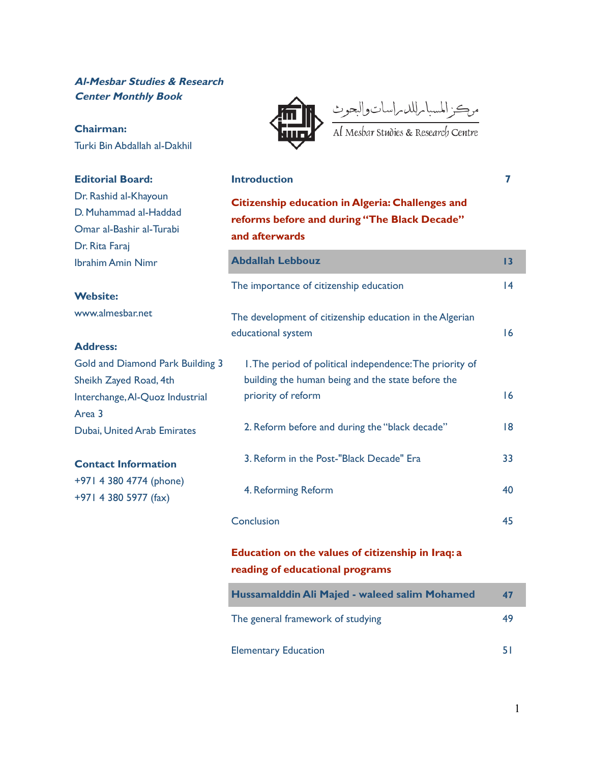***Al-Mesbar Studies & Research Center Monthly Book***

**Chairman:**
Turki Bin Abdallah al-Dakhil

**Editorial Board:**
Dr. Rashid al-Khayoun
D. Muhammad al-Haddad
Omar al-Bashir al-Turabi
Dr. Rita Faraj
Ibrahim Amin Nimr

**Website:**
www.almesbar.net

**Address:**
Gold and Diamond Park Building 3
Sheikh Zayed Road, 4th
Interchange, Al-Quoz Industrial
Area 3
Dubai, United Arab Emirates

**Contact Information**
+971 4 380 4774 (phone)
+971 4 380 5977 (fax)

مركز المسبار للدراسات والبحوث
Al Mesbar Studies & Research Centre

| | |
|---|---|
| **Introduction** | **7** |
| **Citizenship education in Algeria: Challenges and reforms before and during "The Black Decade" and afterwards** | |
| **Abdallah Lebbouz** | **13** |
| The importance of citizenship education | 14 |
| The development of citizenship education in the Algerian educational system | 16 |
| 1. The period of political independence: The priority of building the human being and the state before the priority of reform | 16 |
| 2. Reform before and during the "black decade" | 18 |
| 3. Reform in the Post-"Black Decade" Era | 33 |
| 4. Reforming Reform | 40 |
| Conclusion | 45 |
| **Education on the values of citizenship in Iraq: a reading of educational programs** | |
| **Hussamalddin Ali Majed - waleed salim Mohamed** | **47** |
| The general framework of studying | 49 |
| Elementary Education | 51 |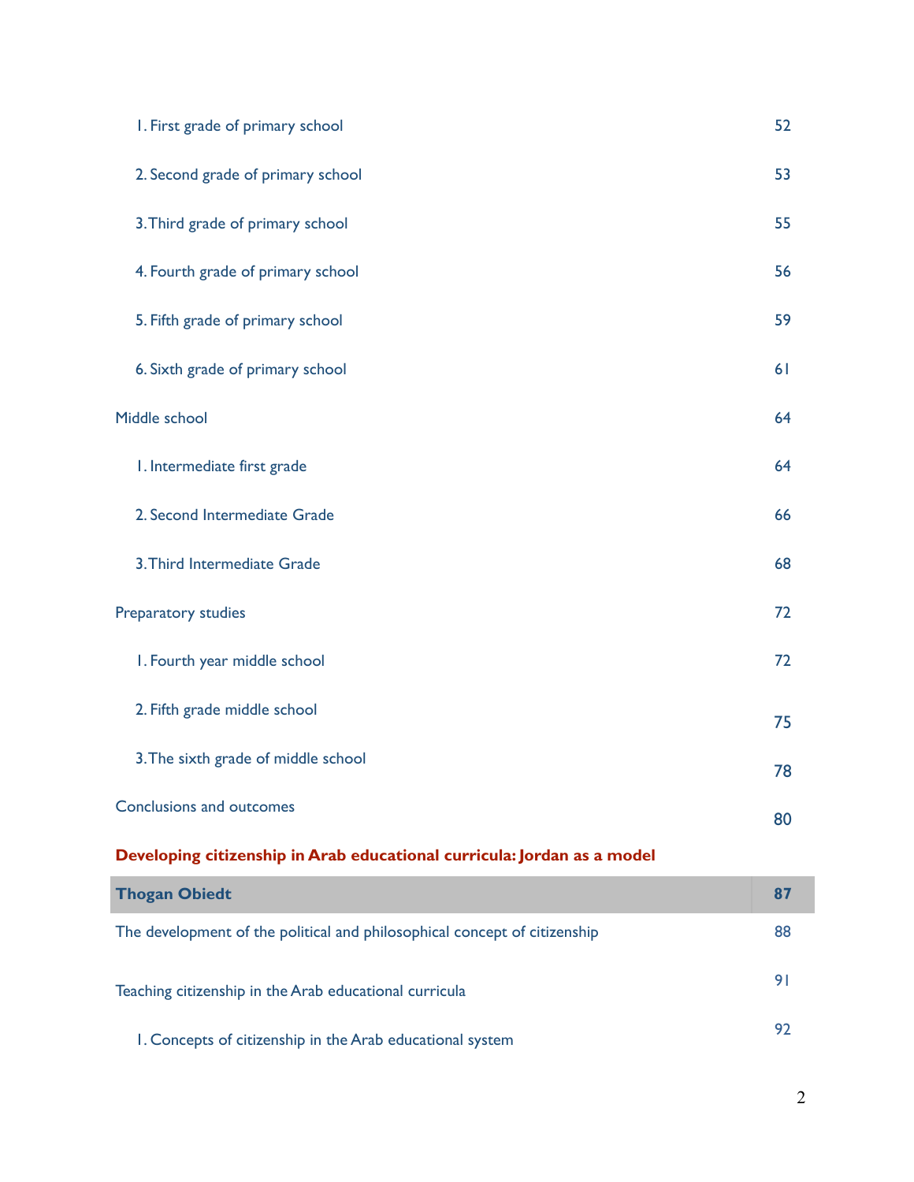| | |
|---|---|
| 1. First grade of primary school | 52 |
| 2. Second grade of primary school | 53 |
| 3. Third grade of primary school | 55 |
| 4. Fourth grade of primary school | 56 |
| 5. Fifth grade of primary school | 59 |
| 6. Sixth grade of primary school | 61 |
| Middle school | 64 |
| 1. Intermediate first grade | 64 |
| 2. Second Intermediate Grade | 66 |
| 3. Third Intermediate Grade | 68 |
| Preparatory studies | 72 |
| 1. Fourth year middle school | 72 |
| 2. Fifth grade middle school | 75 |
| 3. The sixth grade of middle school | 78 |
| Conclusions and outcomes | 80 |
| **Developing citizenship in Arab educational curricula: Jordan as a model** | |
| **Thogan Obiedt** | **87** |
| The development of the political and philosophical concept of citizenship | 88 |
| Teaching citizenship in the Arab educational curricula | 91 |
| 1. Concepts of citizenship in the Arab educational system | 92 |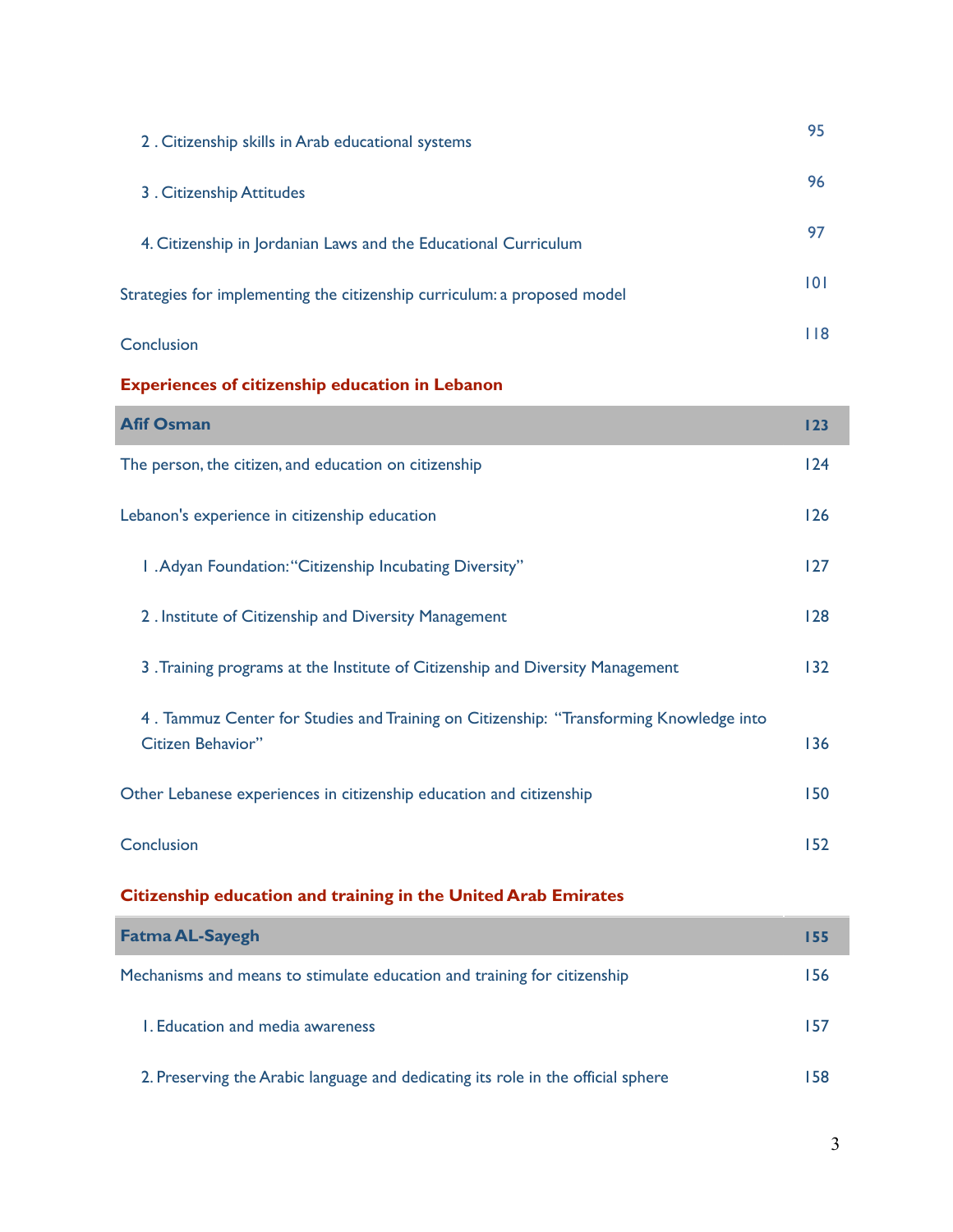| | |
|---|---|
| 2 . Citizenship skills in Arab educational systems | 95 |
| 3 . Citizenship Attitudes | 96 |
| 4. Citizenship in Jordanian Laws and the Educational Curriculum | 97 |
| Strategies for implementing the citizenship curriculum: a proposed model | 101 |
| Conclusion | 118 |

**Experiences of citizenship education in Lebanon**

| **Afif Osman** | **123** |
|---|---|
| The person, the citizen, and education on citizenship | 124 |
| Lebanon's experience in citizenship education | 126 |
| 1 .Adyan Foundation: "Citizenship Incubating Diversity" | 127 |
| 2 . Institute of Citizenship and Diversity Management | 128 |
| 3 .Training programs at the Institute of Citizenship and Diversity Management | 132 |
| 4 . Tammuz Center for Studies and Training on Citizenship: "Transforming Knowledge into Citizen Behavior" | 136 |
| Other Lebanese experiences in citizenship education and citizenship | 150 |
| Conclusion | 152 |

**Citizenship education and training in the United Arab Emirates**

| **Fatma AL-Sayegh** | **155** |
|---|---|
| Mechanisms and means to stimulate education and training for citizenship | 156 |
| 1. Education and media awareness | 157 |
| 2. Preserving the Arabic language and dedicating its role in the official sphere | 158 |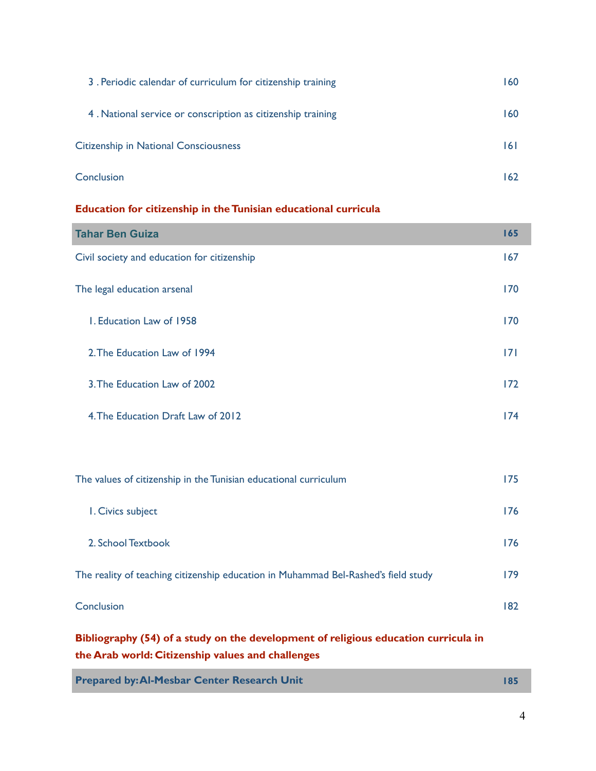3 . Periodic calendar of curriculum for citizenship training 160

4 . National service or conscription as citizenship training 160

Citizenship in National Consciousness 161

Conclusion 162

**Education for citizenship in the Tunisian educational curricula**

**Tahar Ben Guiza** **165**

Civil society and education for citizenship 167

The legal education arsenal 170

1. Education Law of 1958 170

2. The Education Law of 1994 171

3. The Education Law of 2002 172

4. The Education Draft Law of 2012 174

The values of citizenship in the Tunisian educational curriculum 175

1. Civics subject 176

2. School Textbook 176

The reality of teaching citizenship education in Muhammad Bel-Rashed's field study 179

Conclusion 182

**Bibliography (54) of a study on the development of religious education curricula in the Arab world: Citizenship values and challenges**

**Prepared by: Al-Mesbar Center Research Unit** **185**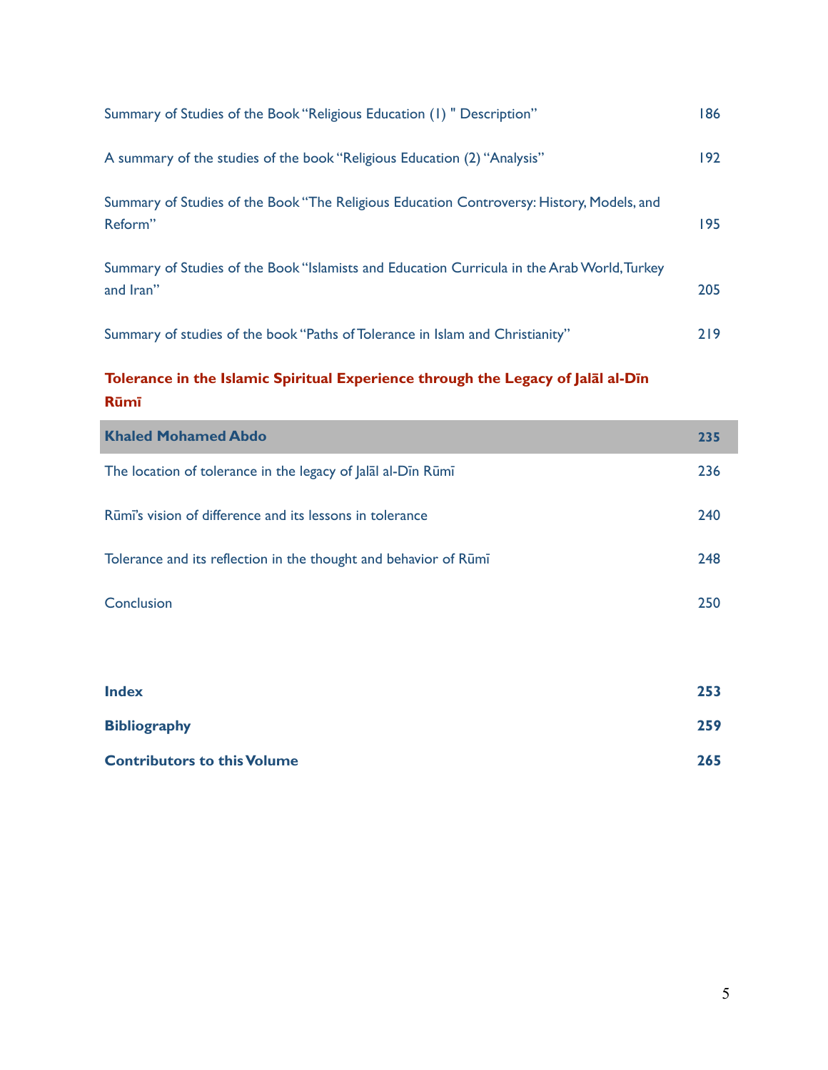Summary of Studies of the Book “Religious Education (1) " Description” 186

A summary of the studies of the book “Religious Education (2) “Analysis” 192

Summary of Studies of the Book “The Religious Education Controversy: History, Models, and Reform” 195

Summary of Studies of the Book “Islamists and Education Curricula in the Arab World, Turkey and Iran” 205

Summary of studies of the book “Paths of Tolerance in Islam and Christianity” 219

**Tolerance in the Islamic Spiritual Experience through the Legacy of Jalāl al-Dīn Rūmī**

**Khaled Mohamed Abdo** **235**

The location of tolerance in the legacy of Jalāl al-Dīn Rūmī 236

Rūmī’s vision of difference and its lessons in tolerance 240

Tolerance and its reflection in the thought and behavior of Rūmī 248

Conclusion 250

**Index** **253**

**Bibliography** **259**

**Contributors to this Volume** **265**